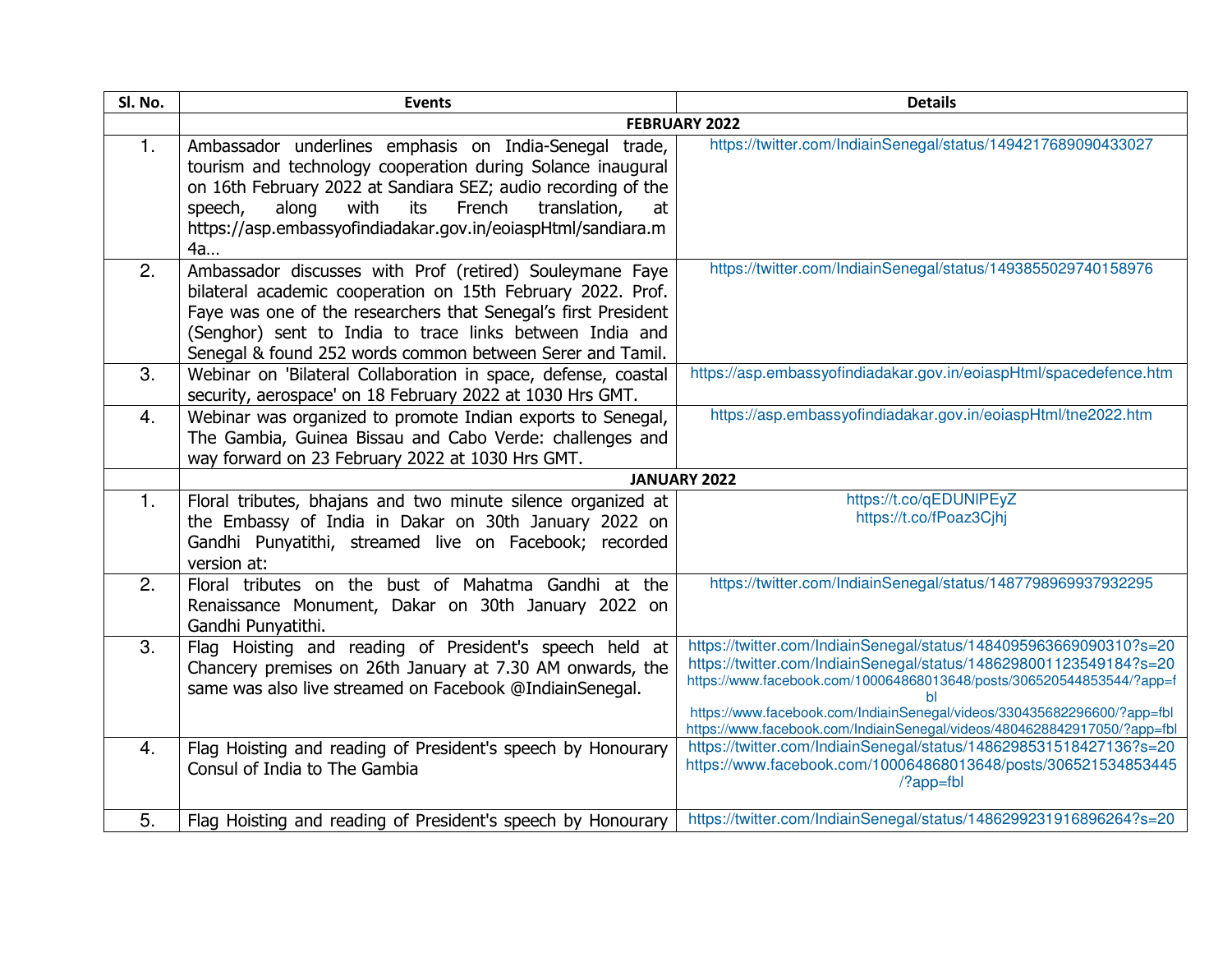| Sl. No. | Events | Details |
|---|---|---|
| | **FEBRUARY 2022** | |
| 1. | Ambassador underlines emphasis on India-Senegal trade, tourism and technology cooperation during Solance inaugural on 16th February 2022 at Sandiara SEZ; audio recording of the speech, along with its French translation, at https://asp.embassyofindiadakar.gov.in/eoiaspHtml/sandiara.m4a… | https://twitter.com/IndiainSenegal/status/1494217689090433027 |
| 2. | Ambassador discusses with Prof (retired) Souleymane Faye bilateral academic cooperation on 15th February 2022. Prof. Faye was one of the researchers that Senegal's first President (Senghor) sent to India to trace links between India and Senegal & found 252 words common between Serer and Tamil. | https://twitter.com/IndiainSenegal/status/1493855029740158976 |
| 3. | Webinar on 'Bilateral Collaboration in space, defense, coastal security, aerospace' on 18 February 2022 at 1030 Hrs GMT. | https://asp.embassyofindiadakar.gov.in/eoiaspHtml/spacedefence.htm |
| 4. | Webinar was organized to promote Indian exports to Senegal, The Gambia, Guinea Bissau and Cabo Verde: challenges and way forward on 23 February 2022 at 1030 Hrs GMT. | https://asp.embassyofindiadakar.gov.in/eoiaspHtml/tne2022.htm |
| | **JANUARY 2022** | |
| 1. | Floral tributes, bhajans and two minute silence organized at the Embassy of India in Dakar on 30th January 2022 on Gandhi Punyatithi, streamed live on Facebook; recorded version at: | https://t.co/qEDUNlPEyZ<br>https://t.co/fPoaz3Cjhj |
| 2. | Floral tributes on the bust of Mahatma Gandhi at the Renaissance Monument, Dakar on 30th January 2022 on Gandhi Punyatithi. | https://twitter.com/IndiainSenegal/status/1487798969937932295 |
| 3. | Flag Hoisting and reading of President's speech held at Chancery premises on 26th January at 7.30 AM onwards, the same was also live streamed on Facebook @IndiainSenegal. | https://twitter.com/IndiainSenegal/status/1484095963669090310?s=20<br>https://twitter.com/IndiainSenegal/status/1486298001123549184?s=20<br>https://www.facebook.com/100064868013648/posts/306520544853544/?app=fbl<br>https://www.facebook.com/IndiainSenegal/videos/330435682296600/?app=fbl<br>https://www.facebook.com/IndiainSenegal/videos/4804628842917050/?app=fbl |
| 4. | Flag Hoisting and reading of President's speech by Honourary Consul of India to The Gambia | https://twitter.com/IndiainSenegal/status/1486298531518427136?s=20<br>https://www.facebook.com/100064868013648/posts/306521534853445/?app=fbl |
| 5. | Flag Hoisting and reading of President's speech by Honourary | https://twitter.com/IndiainSenegal/status/1486299231916896264?s=20 |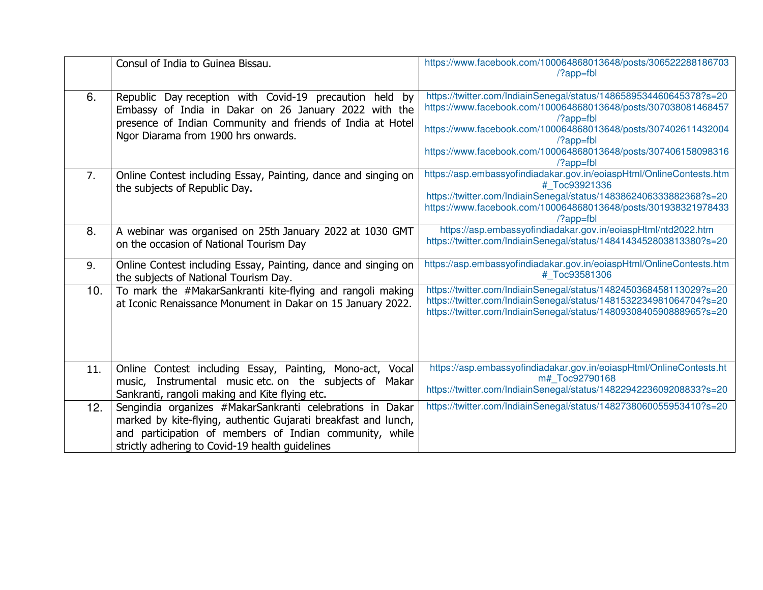| | | |
|---|---|---|
| | Consul of India to Guinea Bissau. | https://www.facebook.com/100064868013648/posts/306522288186703/?app=fbl |
| 6. | Republic Day reception with Covid-19 precaution held by Embassy of India in Dakar on 26 January 2022 with the presence of Indian Community and friends of India at Hotel Ngor Diarama from 1900 hrs onwards. | https://twitter.com/IndiainSenegal/status/1486589534460645378?s=20 https://www.facebook.com/100064868013648/posts/307038081468457/?app=fbl https://www.facebook.com/100064868013648/posts/307402611432004/?app=fbl https://www.facebook.com/100064868013648/posts/307406158098316/?app=fbl |
| 7. | Online Contest including Essay, Painting, dance and singing on the subjects of Republic Day. | https://asp.embassyofindiadakar.gov.in/eoiaspHtml/OnlineContests.htm#_Toc93921336 https://twitter.com/IndiainSenegal/status/1483862406333882368?s=20 https://www.facebook.com/100064868013648/posts/301938321978433/?app=fbl |
| 8. | A webinar was organised on 25th January 2022 at 1030 GMT on the occasion of National Tourism Day | https://asp.embassyofindiadakar.gov.in/eoiaspHtml/ntd2022.htm https://twitter.com/IndiainSenegal/status/1484143452803813380?s=20 |
| 9. | Online Contest including Essay, Painting, dance and singing on the subjects of National Tourism Day. | https://asp.embassyofindiadakar.gov.in/eoiaspHtml/OnlineContests.htm#_Toc93581306 |
| 10. | To mark the #MakarSankranti kite-flying and rangoli making at Iconic Renaissance Monument in Dakar on 15 January 2022. | https://twitter.com/IndiainSenegal/status/1482450368458113029?s=20 https://twitter.com/IndiainSenegal/status/1481532234981064704?s=20 https://twitter.com/IndiainSenegal/status/1480930840590888965?s=20 |
| 11. | Online Contest including Essay, Painting, Mono-act, Vocal music, Instrumental music etc. on the subjects of Makar Sankranti, rangoli making and Kite flying etc. | https://asp.embassyofindiadakar.gov.in/eoiaspHtml/OnlineContests.htm#_Toc92790168 https://twitter.com/IndiainSenegal/status/1482294223609208833?s=20 |
| 12. | Sengindia organizes #MakarSankranti celebrations in Dakar marked by kite-flying, authentic Gujarati breakfast and lunch, and participation of members of Indian community, while strictly adhering to Covid-19 health guidelines | https://twitter.com/IndiainSenegal/status/1482738060055953410?s=20 |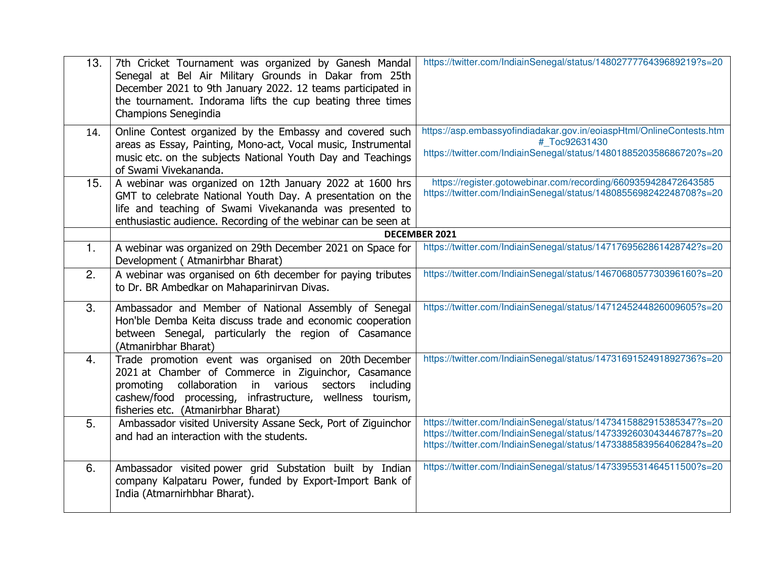| | | |
|---|---|---|
| 13. | 7th Cricket Tournament was organized by Ganesh Mandal Senegal at Bel Air Military Grounds in Dakar from 25th December 2021 to 9th January 2022. 12 teams participated in the tournament. Indorama lifts the cup beating three times Champions Senegindia | https://twitter.com/IndiainSenegal/status/1480277776439689219?s=20 |
| 14. | Online Contest organized by the Embassy and covered such areas as Essay, Painting, Mono-act, Vocal music, Instrumental music etc. on the subjects National Youth Day and Teachings of Swami Vivekananda. | https://asp.embassyofindiadakar.gov.in/eoiaspHtml/OnlineContests.htm#_Toc92631430 https://twitter.com/IndiainSenegal/status/1480188520358686720?s=20 |
| 15. | A webinar was organized on 12th January 2022 at 1600 hrs GMT to celebrate National Youth Day. A presentation on the life and teaching of Swami Vivekananda was presented to enthusiastic audience. Recording of the webinar can be seen at | https://register.gotowebinar.com/recording/6609359428472643585 https://twitter.com/IndiainSenegal/status/1480855698242248708?s=20 |
| | **DECEMBER 2021** | |
| 1. | A webinar was organized on 29th December 2021 on Space for Development ( Atmanirbhar Bharat) | https://twitter.com/IndiainSenegal/status/1471769562861428742?s=20 |
| 2. | A webinar was organised on 6th december for paying tributes to Dr. BR Ambedkar on Mahaparinirvan Divas. | https://twitter.com/IndiainSenegal/status/1467068057730396160?s=20 |
| 3. | Ambassador and Member of National Assembly of Senegal Hon'ble Demba Keita discuss trade and economic cooperation between Senegal, particularly the region of Casamance (Atmanirbhar Bharat) | https://twitter.com/IndiainSenegal/status/1471245244826009605?s=20 |
| 4. | Trade promotion event was organised on 20th December 2021 at Chamber of Commerce in Ziguinchor, Casamance promoting collaboration in various sectors including cashew/food processing, infrastructure, wellness tourism, fisheries etc. (Atmanirbhar Bharat) | https://twitter.com/IndiainSenegal/status/1473169152491892736?s=20 |
| 5. | Ambassador visited University Assane Seck, Port of Ziguinchor and had an interaction with the students. | https://twitter.com/IndiainSenegal/status/1473415882915385347?s=20 https://twitter.com/IndiainSenegal/status/1473392603043446787?s=20 https://twitter.com/IndiainSenegal/status/1473388583956406284?s=20 |
| 6. | Ambassador visited power grid Substation built by Indian company Kalpataru Power, funded by Export-Import Bank of India (Atmarnirhbhar Bharat). | https://twitter.com/IndiainSenegal/status/1473395531464511500?s=20 |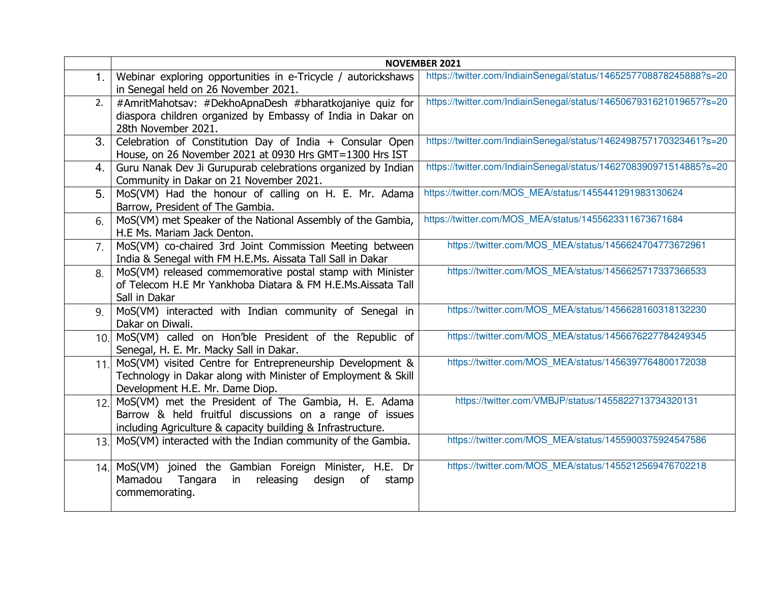| | NOVEMBER 2021 | |
|---|---|---|
| 1. | Webinar exploring opportunities in e-Tricycle / autorickshaws in Senegal held on 26 November 2021. | https://twitter.com/IndiainSenegal/status/1465257708878245888?s=20 |
| 2. | #AmritMahotsav: #DekhoApnaDesh #bharatkojaniye quiz for diaspora children organized by Embassy of India in Dakar on 28th November 2021. | https://twitter.com/IndiainSenegal/status/1465067931621019657?s=20 |
| 3. | Celebration of Constitution Day of India + Consular Open House, on 26 November 2021 at 0930 Hrs GMT=1300 Hrs IST | https://twitter.com/IndiainSenegal/status/1462498757170323461?s=20 |
| 4. | Guru Nanak Dev Ji Gurupurab celebrations organized by Indian Community in Dakar on 21 November 2021. | https://twitter.com/IndiainSenegal/status/1462708390971514885?s=20 |
| 5. | MoS(VM) Had the honour of calling on H. E. Mr. Adama Barrow, President of The Gambia. | https://twitter.com/MOS_MEA/status/1455441291983130624 |
| 6. | MoS(VM) met Speaker of the National Assembly of the Gambia, H.E Ms. Mariam Jack Denton. | https://twitter.com/MOS_MEA/status/1455623311673671684 |
| 7. | MoS(VM) co-chaired 3rd Joint Commission Meeting between India & Senegal with FM H.E.Ms. Aissata Tall Sall in Dakar | https://twitter.com/MOS_MEA/status/1456624704773672961 |
| 8. | MoS(VM) released commemorative postal stamp with Minister of Telecom H.E Mr Yankhoba Diatara & FM H.E.Ms.Aissata Tall Sall in Dakar | https://twitter.com/MOS_MEA/status/1456625717337366533 |
| 9. | MoS(VM) interacted with Indian community of Senegal in Dakar on Diwali. | https://twitter.com/MOS_MEA/status/1456628160318132230 |
| 10. | MoS(VM) called on Hon'ble President of the Republic of Senegal, H. E. Mr. Macky Sall in Dakar. | https://twitter.com/MOS_MEA/status/1456676227784249345 |
| 11. | MoS(VM) visited Centre for Entrepreneurship Development & Technology in Dakar along with Minister of Employment & Skill Development H.E. Mr. Dame Diop. | https://twitter.com/MOS_MEA/status/1456397764800172038 |
| 12. | MoS(VM) met the President of The Gambia, H. E. Adama Barrow & held fruitful discussions on a range of issues including Agriculture & capacity building & Infrastructure. | https://twitter.com/VMBJP/status/1455822713734320131 |
| 13. | MoS(VM) interacted with the Indian community of the Gambia. | https://twitter.com/MOS_MEA/status/1455900375924547586 |
| 14. | MoS(VM) joined the Gambian Foreign Minister, H.E. Dr Mamadou Tangara in releasing design of stamp commemorating. | https://twitter.com/MOS_MEA/status/1455212569476702218 |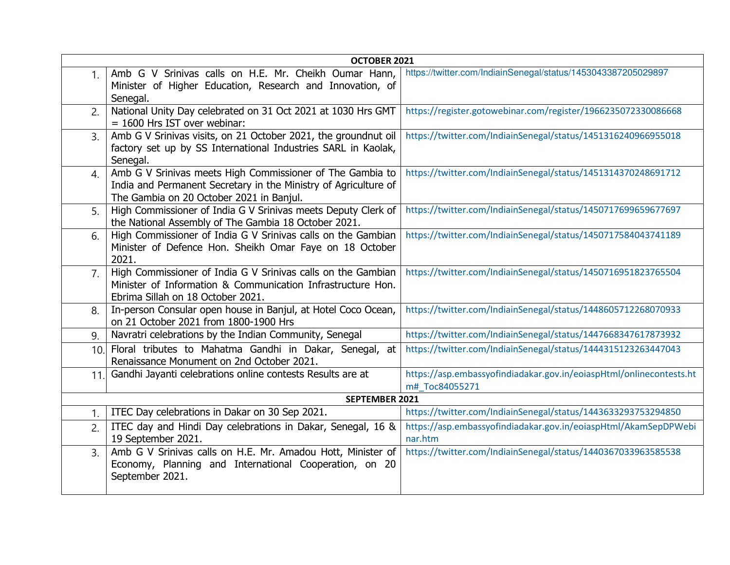| OCTOBER 2021 | | |
|---|---|---|
| 1. | Amb G V Srinivas calls on H.E. Mr. Cheikh Oumar Hann, Minister of Higher Education, Research and Innovation, of Senegal. | https://twitter.com/IndiainSenegal/status/1453043387205029897 |
| 2. | National Unity Day celebrated on 31 Oct 2021 at 1030 Hrs GMT = 1600 Hrs IST over webinar: | https://register.gotowebinar.com/register/1966235072330086668 |
| 3. | Amb G V Srinivas visits, on 21 October 2021, the groundnut oil factory set up by SS International Industries SARL in Kaolak, Senegal. | https://twitter.com/IndiainSenegal/status/1451316240966955018 |
| 4. | Amb G V Srinivas meets High Commissioner of The Gambia to India and Permanent Secretary in the Ministry of Agriculture of The Gambia on 20 October 2021 in Banjul. | https://twitter.com/IndiainSenegal/status/1451314370248691712 |
| 5. | High Commissioner of India G V Srinivas meets Deputy Clerk of the National Assembly of The Gambia 18 October 2021. | https://twitter.com/IndiainSenegal/status/1450717699659677697 |
| 6. | High Commissioner of India G V Srinivas calls on the Gambian Minister of Defence Hon. Sheikh Omar Faye on 18 October 2021. | https://twitter.com/IndiainSenegal/status/1450717584043741189 |
| 7. | High Commissioner of India G V Srinivas calls on the Gambian Minister of Information & Communication Infrastructure Hon. Ebrima Sillah on 18 October 2021. | https://twitter.com/IndiainSenegal/status/1450716951823765504 |
| 8. | In-person Consular open house in Banjul, at Hotel Coco Ocean, on 21 October 2021 from 1800-1900 Hrs | https://twitter.com/IndiainSenegal/status/1448605712268070933 |
| 9. | Navratri celebrations by the Indian Community, Senegal | https://twitter.com/IndiainSenegal/status/1447668347617873932 |
| 10. | Floral tributes to Mahatma Gandhi in Dakar, Senegal, at Renaissance Monument on 2nd October 2021. | https://twitter.com/IndiainSenegal/status/1444315123263447043 |
| 11. | Gandhi Jayanti celebrations online contests Results are at | https://asp.embassyofindiadakar.gov.in/eoiaspHtml/onlinecontests.htm#_Toc84055271 |
| **SEPTEMBER 2021** | | |
| 1. | ITEC Day celebrations in Dakar on 30 Sep 2021. | https://twitter.com/IndiainSenegal/status/1443633293753294850 |
| 2. | ITEC day and Hindi Day celebrations in Dakar, Senegal, 16 & 19 September 2021. | https://asp.embassyofindiadakar.gov.in/eoiaspHtml/AkamSepDPWebinar.htm |
| 3. | Amb G V Srinivas calls on H.E. Mr. Amadou Hott, Minister of Economy, Planning and International Cooperation, on 20 September 2021. | https://twitter.com/IndiainSenegal/status/1440367033963585538 |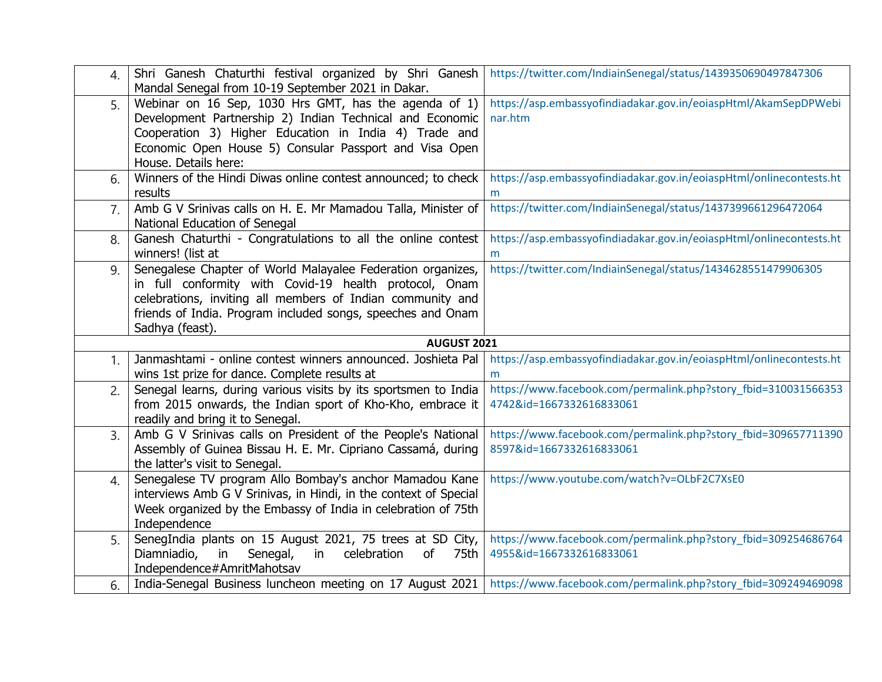| | | |
|---|---|---|
| 4. | Shri Ganesh Chaturthi festival organized by Shri Ganesh Mandal Senegal from 10-19 September 2021 in Dakar. | https://twitter.com/IndiainSenegal/status/1439350690497847306 |
| 5. | Webinar on 16 Sep, 1030 Hrs GMT, has the agenda of 1) Development Partnership 2) Indian Technical and Economic Cooperation 3) Higher Education in India 4) Trade and Economic Open House 5) Consular Passport and Visa Open House. Details here: | https://asp.embassyofindiadakar.gov.in/eoiaspHtml/AkamSepDPWebinar.htm |
| 6. | Winners of the Hindi Diwas online contest announced; to check results | https://asp.embassyofindiadakar.gov.in/eoiaspHtml/onlinecontests.htm |
| 7. | Amb G V Srinivas calls on H. E. Mr Mamadou Talla, Minister of National Education of Senegal | https://twitter.com/IndiainSenegal/status/1437399661296472064 |
| 8. | Ganesh Chaturthi - Congratulations to all the online contest winners! (list at | https://asp.embassyofindiadakar.gov.in/eoiaspHtml/onlinecontests.htm |
| 9. | Senegalese Chapter of World Malayalee Federation organizes, in full conformity with Covid-19 health protocol, Onam celebrations, inviting all members of Indian community and friends of India. Program included songs, speeches and Onam Sadhya (feast). | https://twitter.com/IndiainSenegal/status/1434628551479906305 |
| **AUGUST 2021** | | |
| 1. | Janmashtami - online contest winners announced. Joshieta Pal wins 1st prize for dance. Complete results at | https://asp.embassyofindiadakar.gov.in/eoiaspHtml/onlinecontests.htm |
| 2. | Senegal learns, during various visits by its sportsmen to India from 2015 onwards, the Indian sport of Kho-Kho, embrace it readily and bring it to Senegal. | https://www.facebook.com/permalink.php?story_fbid=3100315663534742&id=1667332616833061 |
| 3. | Amb G V Srinivas calls on President of the People's National Assembly of Guinea Bissau H. E. Mr. Cipriano Cassamá, during the latter's visit to Senegal. | https://www.facebook.com/permalink.php?story_fbid=3096577113908597&id=1667332616833061 |
| 4. | Senegalese TV program Allo Bombay's anchor Mamadou Kane interviews Amb G V Srinivas, in Hindi, in the context of Special Week organized by the Embassy of India in celebration of 75th Independence | https://www.youtube.com/watch?v=OLbF2C7XsE0 |
| 5. | SenegIndia plants on 15 August 2021, 75 trees at SD City, Diamniadio, in Senegal, in celebration of 75th Independence#AmritMahotsav | https://www.facebook.com/permalink.php?story_fbid=3092546867644955&id=1667332616833061 |
| 6. | India-Senegal Business luncheon meeting on 17 August 2021 | https://www.facebook.com/permalink.php?story_fbid=309249469098 |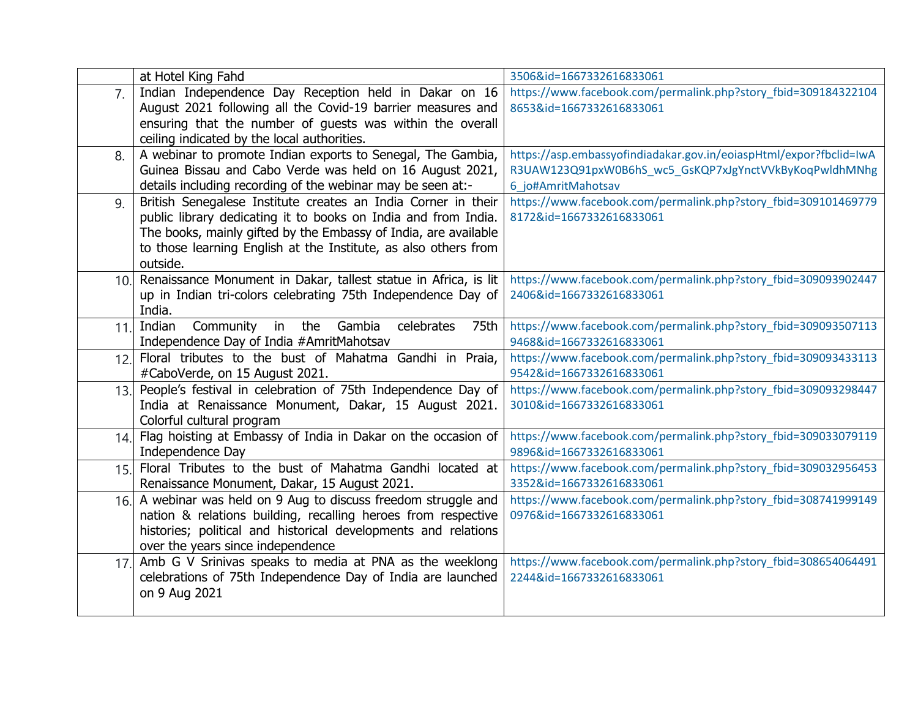|  |  |  |
|---|---|---|
|  | at Hotel King Fahd | 3506&id=1667332616833061 |
| 7. | Indian Independence Day Reception held in Dakar on 16 August 2021 following all the Covid-19 barrier measures and ensuring that the number of guests was within the overall ceiling indicated by the local authorities. | https://www.facebook.com/permalink.php?story_fbid=3091843221048653&id=1667332616833061 |
| 8. | A webinar to promote Indian exports to Senegal, The Gambia, Guinea Bissau and Cabo Verde was held on 16 August 2021, details including recording of the webinar may be seen at:- | https://asp.embassyofindiadakar.gov.in/eoiaspHtml/expor?fbclid=IwAR3UAW123Q91pxW0B6hS_wc5_GsKQP7xJgYnctVVkByKoqPwldhMNhg6_jo#AmritMahotsav |
| 9. | British Senegalese Institute creates an India Corner in their public library dedicating it to books on India and from India. The books, mainly gifted by the Embassy of India, are available to those learning English at the Institute, as also others from outside. | https://www.facebook.com/permalink.php?story_fbid=3091014697798172&id=1667332616833061 |
| 10. | Renaissance Monument in Dakar, tallest statue in Africa, is lit up in Indian tri-colors celebrating 75th Independence Day of India. | https://www.facebook.com/permalink.php?story_fbid=3090939024472406&id=1667332616833061 |
| 11. | Indian Community in the Gambia celebrates 75th Independence Day of India #AmritMahotsav | https://www.facebook.com/permalink.php?story_fbid=3090935071139468&id=1667332616833061 |
| 12. | Floral tributes to the bust of Mahatma Gandhi in Praia, #CaboVerde, on 15 August 2021. | https://www.facebook.com/permalink.php?story_fbid=3090934331139542&id=1667332616833061 |
| 13. | People's festival in celebration of 75th Independence Day of India at Renaissance Monument, Dakar, 15 August 2021. Colorful cultural program | https://www.facebook.com/permalink.php?story_fbid=3090932984473010&id=1667332616833061 |
| 14. | Flag hoisting at Embassy of India in Dakar on the occasion of Independence Day | https://www.facebook.com/permalink.php?story_fbid=3090330791199896&id=1667332616833061 |
| 15. | Floral Tributes to the bust of Mahatma Gandhi located at Renaissance Monument, Dakar, 15 August 2021. | https://www.facebook.com/permalink.php?story_fbid=3090329564533352&id=1667332616833061 |
| 16. | A webinar was held on 9 Aug to discuss freedom struggle and nation & relations building, recalling heroes from respective histories; political and historical developments and relations over the years since independence | https://www.facebook.com/permalink.php?story_fbid=3087419991490976&id=1667332616833061 |
| 17. | Amb G V Srinivas speaks to media at PNA as the weeklong celebrations of 75th Independence Day of India are launched on 9 Aug 2021 | https://www.facebook.com/permalink.php?story_fbid=3086540644912244&id=1667332616833061 |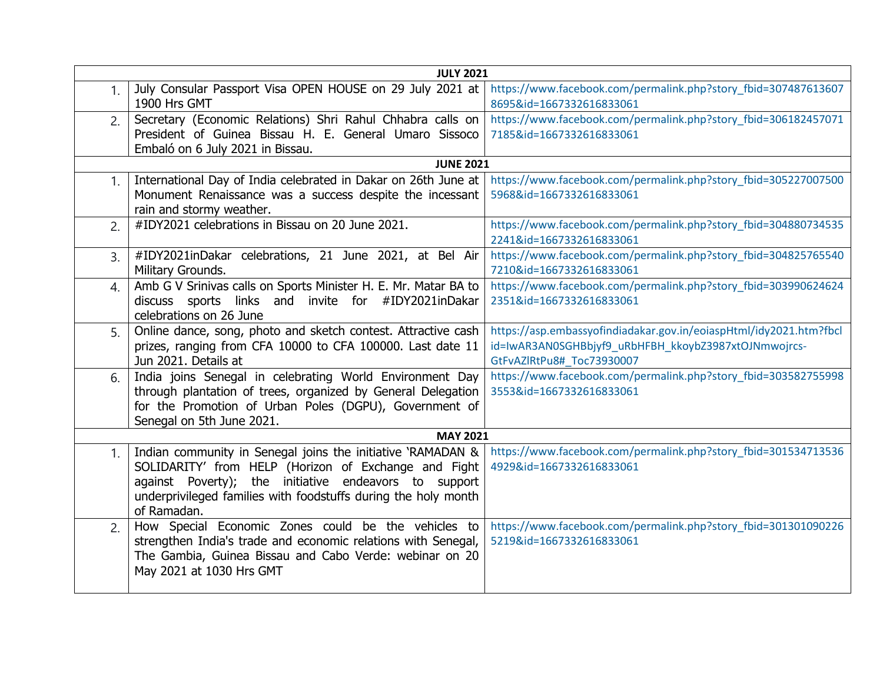| | | |
|---|---|---|
| **JULY 2021** | | |
| 1. | July Consular Passport Visa OPEN HOUSE on 29 July 2021 at 1900 Hrs GMT | https://www.facebook.com/permalink.php?story_fbid=3074876136078695&id=1667332616833061 |
| 2. | Secretary (Economic Relations) Shri Rahul Chhabra calls on President of Guinea Bissau H. E. General Umaro Sissoco Embaló on 6 July 2021 in Bissau. | https://www.facebook.com/permalink.php?story_fbid=3061824570717185&id=1667332616833061 |
| **JUNE 2021** | | |
| 1. | International Day of India celebrated in Dakar on 26th June at Monument Renaissance was a success despite the incessant rain and stormy weather. | https://www.facebook.com/permalink.php?story_fbid=3052270075005968&id=1667332616833061 |
| 2. | #IDY2021 celebrations in Bissau on 20 June 2021. | https://www.facebook.com/permalink.php?story_fbid=3048807345352241&id=1667332616833061 |
| 3. | #IDY2021inDakar celebrations, 21 June 2021, at Bel Air Military Grounds. | https://www.facebook.com/permalink.php?story_fbid=3048257655407210&id=1667332616833061 |
| 4. | Amb G V Srinivas calls on Sports Minister H. E. Mr. Matar BA to discuss sports links and invite for #IDY2021inDakar celebrations on 26 June | https://www.facebook.com/permalink.php?story_fbid=3039906246242351&id=1667332616833061 |
| 5. | Online dance, song, photo and sketch contest. Attractive cash prizes, ranging from CFA 10000 to CFA 100000. Last date 11 Jun 2021. Details at | https://asp.embassyofindiadakar.gov.in/eoiaspHtml/idy2021.htm?fbclid=IwAR3AN0SGHBbjyf9_uRbHFBH_kkoybZ3987xtOJNmwojrcs-GtFvAZlRtPu8#_Toc73930007 |
| 6. | India joins Senegal in celebrating World Environment Day through plantation of trees, organized by General Delegation for the Promotion of Urban Poles (DGPU), Government of Senegal on 5th June 2021. | https://www.facebook.com/permalink.php?story_fbid=3035827559983553&id=1667332616833061 |
| **MAY 2021** | | |
| 1. | Indian community in Senegal joins the initiative 'RAMADAN & SOLIDARITY' from HELP (Horizon of Exchange and Fight against Poverty); the initiative endeavors to support underprivileged families with foodstuffs during the holy month of Ramadan. | https://www.facebook.com/permalink.php?story_fbid=3015347135364929&id=1667332616833061 |
| 2. | How Special Economic Zones could be the vehicles to strengthen India's trade and economic relations with Senegal, The Gambia, Guinea Bissau and Cabo Verde: webinar on 20 May 2021 at 1030 Hrs GMT | https://www.facebook.com/permalink.php?story_fbid=3013010902265219&id=1667332616833061 |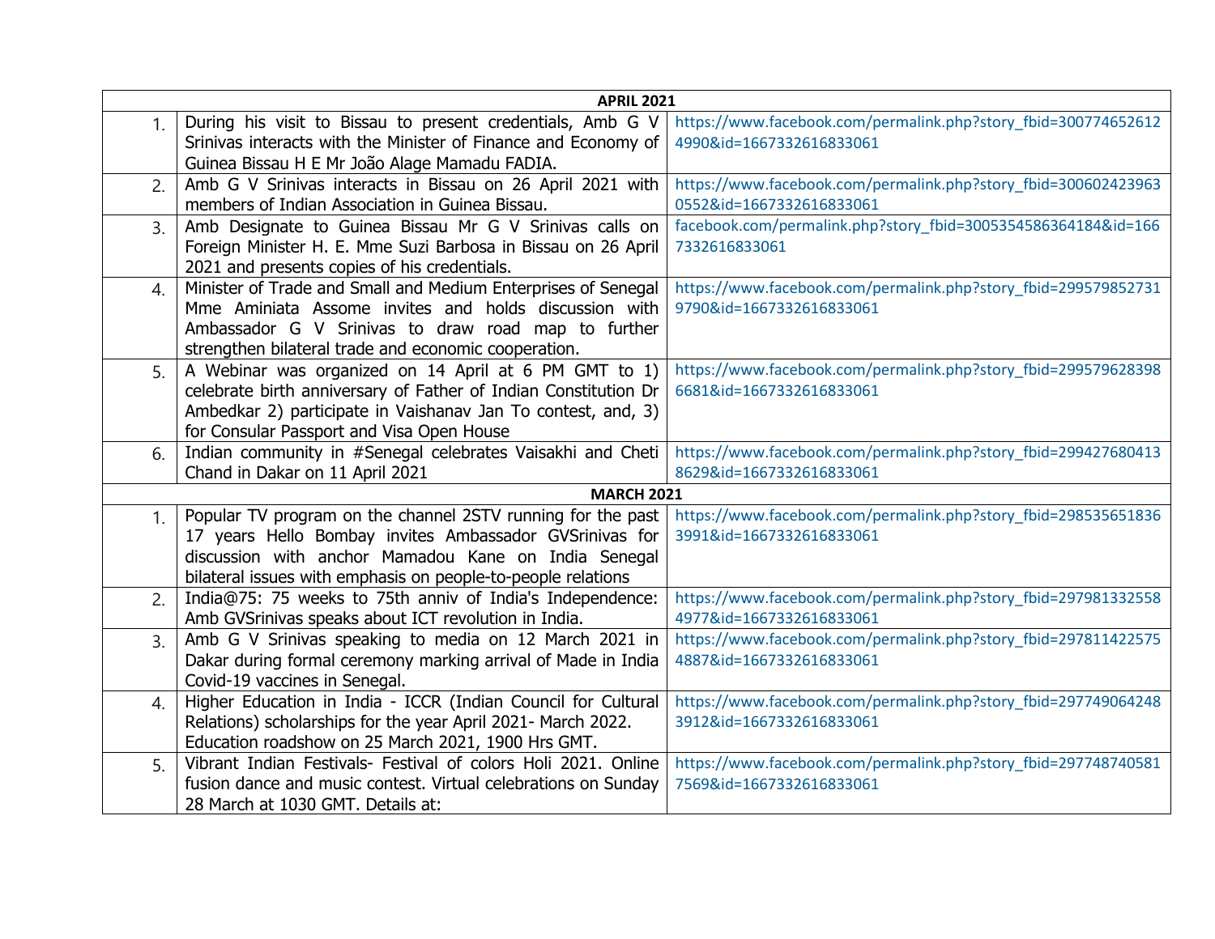| APRIL 2021 | | |
|---|---|---|
| 1. | During his visit to Bissau to present credentials, Amb G V Srinivas interacts with the Minister of Finance and Economy of Guinea Bissau H E Mr João Alage Mamadu FADIA. | https://www.facebook.com/permalink.php?story_fbid=3007746526124990&id=1667332616833061 |
| 2. | Amb G V Srinivas interacts in Bissau on 26 April 2021 with members of Indian Association in Guinea Bissau. | https://www.facebook.com/permalink.php?story_fbid=3006024239630552&id=1667332616833061 |
| 3. | Amb Designate to Guinea Bissau Mr G V Srinivas calls on Foreign Minister H. E. Mme Suzi Barbosa in Bissau on 26 April 2021 and presents copies of his credentials. | facebook.com/permalink.php?story_fbid=3005354586364184&id=1667332616833061 |
| 4. | Minister of Trade and Small and Medium Enterprises of Senegal Mme Aminiata Assome invites and holds discussion with Ambassador G V Srinivas to draw road map to further strengthen bilateral trade and economic cooperation. | https://www.facebook.com/permalink.php?story_fbid=2995798527319790&id=1667332616833061 |
| 5. | A Webinar was organized on 14 April at 6 PM GMT to 1) celebrate birth anniversary of Father of Indian Constitution Dr Ambedkar 2) participate in Vaishanav Jan To contest, and, 3) for Consular Passport and Visa Open House | https://www.facebook.com/permalink.php?story_fbid=2995796283986681&id=1667332616833061 |
| 6. | Indian community in #Senegal celebrates Vaisakhi and Cheti Chand in Dakar on 11 April 2021 | https://www.facebook.com/permalink.php?story_fbid=2994276804138629&id=1667332616833061 |
| **MARCH 2021** | | |
| 1. | Popular TV program on the channel 2STV running for the past 17 years Hello Bombay invites Ambassador GVSrinivas for discussion with anchor Mamadou Kane on India Senegal bilateral issues with emphasis on people-to-people relations | https://www.facebook.com/permalink.php?story_fbid=2985356518363991&id=1667332616833061 |
| 2. | India@75: 75 weeks to 75th anniv of India's Independence: Amb GVSrinivas speaks about ICT revolution in India. | https://www.facebook.com/permalink.php?story_fbid=2979813325584977&id=1667332616833061 |
| 3. | Amb G V Srinivas speaking to media on 12 March 2021 in Dakar during formal ceremony marking arrival of Made in India Covid-19 vaccines in Senegal. | https://www.facebook.com/permalink.php?story_fbid=2978114225754887&id=1667332616833061 |
| 4. | Higher Education in India - ICCR (Indian Council for Cultural Relations) scholarships for the year April 2021- March 2022. Education roadshow on 25 March 2021, 1900 Hrs GMT. | https://www.facebook.com/permalink.php?story_fbid=2977490642483912&id=1667332616833061 |
| 5. | Vibrant Indian Festivals- Festival of colors Holi 2021. Online fusion dance and music contest. Virtual celebrations on Sunday 28 March at 1030 GMT. Details at: | https://www.facebook.com/permalink.php?story_fbid=2977487405817569&id=1667332616833061 |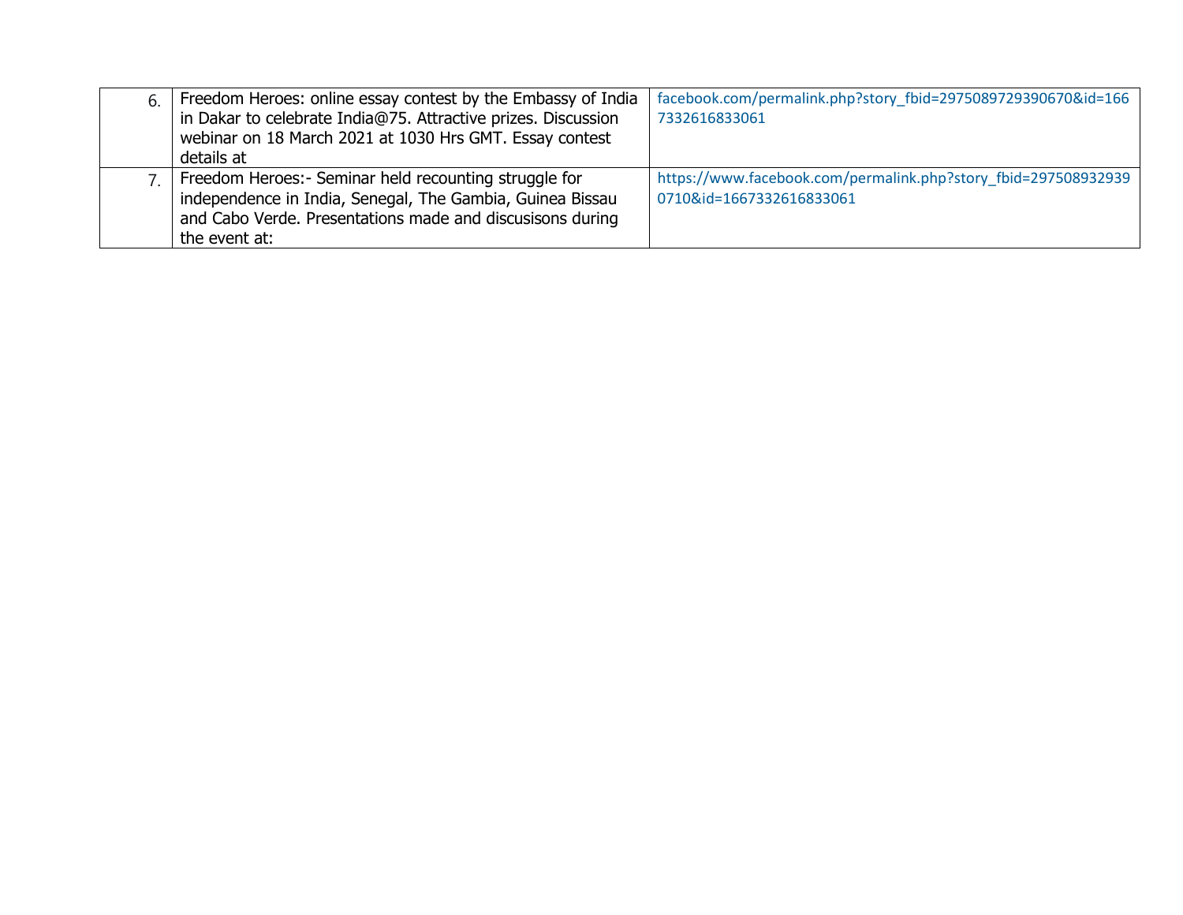| | | |
|---|---|---|
| 6. | Freedom Heroes: online essay contest by the Embassy of India in Dakar to celebrate India@75. Attractive prizes. Discussion webinar on 18 March 2021 at 1030 Hrs GMT. Essay contest details at | facebook.com/permalink.php?story_fbid=2975089729390670&id=1667332616833061 |
| 7. | Freedom Heroes:- Seminar held recounting struggle for independence in India, Senegal, The Gambia, Guinea Bissau and Cabo Verde. Presentations made and discusisons during the event at: | https://www.facebook.com/permalink.php?story_fbid=2975089329390710&id=1667332616833061 |